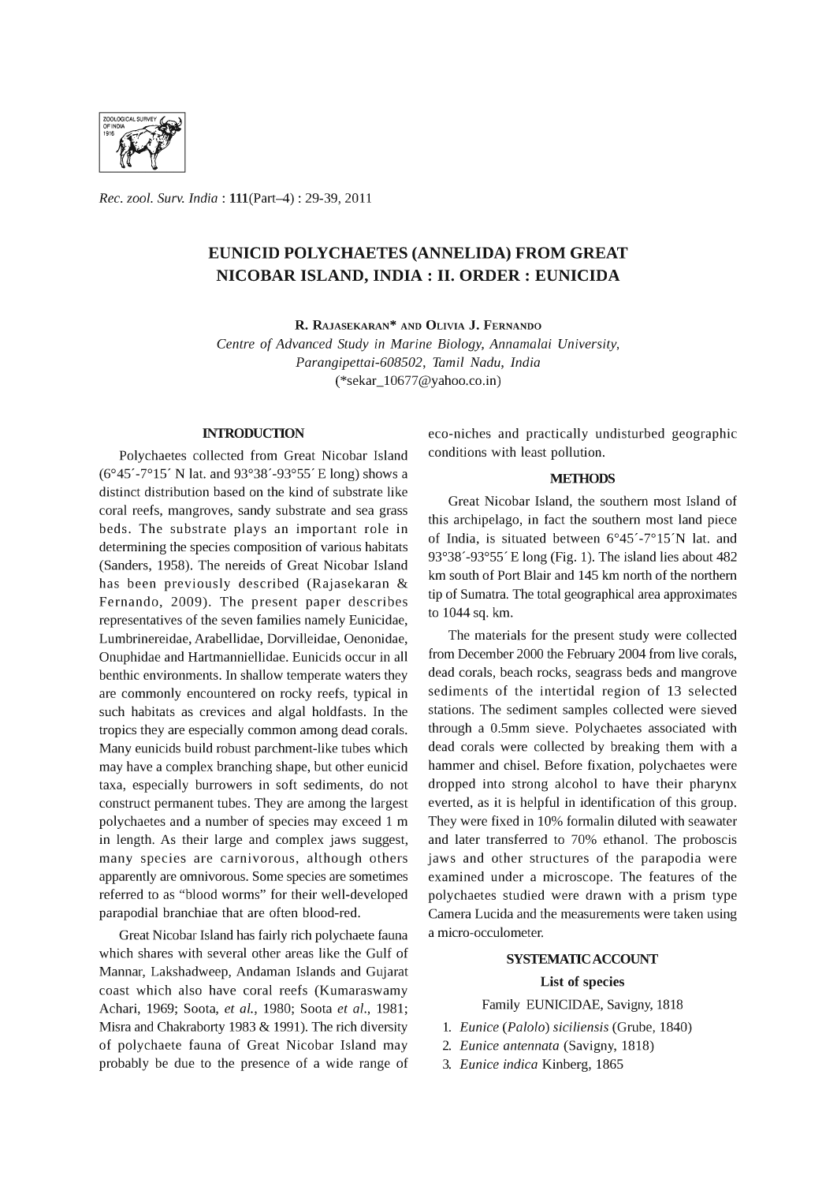# EUNICID POLYCHAETES (ANNELIDA) FROM GREAT NICOBAR ISLAND, INDIA : II. ORDER : EUNICIDA

R. Rajasekaran* and Olivia J. Fernando

*Centre of Advanced Study in Marine Biology, Annamalai University, Parangipettai-608502, Tamil Nadu, India*

(*sekar_10677@yahoo.co.in)

## INTRODUCTION

Polychaetes collected from Great Nicobar Island (6°45´-7°15´ N lat. and 93°38´-93°55´ E long) shows a distinct distribution based on the kind of substrate like coral reefs, mangroves, sandy substrate and sea grass beds. The substrate plays an important role in determining the species composition of various habitats (Sanders, 1958). The nereids of Great Nicobar Island has been previously described (Rajasekaran & Fernando, 2009). The present paper describes representatives of the seven families namely Eunicidae, Lumbrinereidae, Arabellidae, Dorvilleidae, Oenonidae, Onuphidae and Hartmanniellidae. Eunicids occur in all benthic environments. In shallow temperate waters they are commonly encountered on rocky reefs, typical in such habitats as crevices and algal holdfasts. In the tropics they are especially common among dead corals. Many eunicids build robust parchment-like tubes which may have a complex branching shape, but other eunicid taxa, especially burrowers in soft sediments, do not construct permanent tubes. They are among the largest polychaetes and a number of species may exceed 1 m in length. As their large and complex jaws suggest, many species are carnivorous, although others apparently are omnivorous. Some species are sometimes referred to as "blood worms" for their well-developed parapodial branchiae that are often blood-red.

Great Nicobar Island has fairly rich polychaete fauna which shares with several other areas like the Gulf of Mannar, Lakshadweep, Andaman Islands and Gujarat coast which also have coral reefs (Kumaraswamy Achari, 1969; Soota, *et al.*, 1980; Soota *et al.*, 1981; Misra and Chakraborty 1983 & 1991). The rich diversity of polychaete fauna of Great Nicobar Island may probably be due to the presence of a wide range of eco-niches and practically undisturbed geographic conditions with least pollution.

## METHODS

Great Nicobar Island, the southern most Island of this archipelago, in fact the southern most land piece of India, is situated between 6°45´-7°15´N lat. and 93°38´-93°55´ E long (Fig. 1). The island lies about 482 km south of Port Blair and 145 km north of the northern tip of Sumatra. The total geographical area approximates to 1044 sq. km.

The materials for the present study were collected from December 2000 the February 2004 from live corals, dead corals, beach rocks, seagrass beds and mangrove sediments of the intertidal region of 13 selected stations. The sediment samples collected were sieved through a 0.5mm sieve. Polychaetes associated with dead corals were collected by breaking them with a hammer and chisel. Before fixation, polychaetes were dropped into strong alcohol to have their pharynx everted, as it is helpful in identification of this group. They were fixed in 10% formalin diluted with seawater and later transferred to 70% ethanol. The proboscis jaws and other structures of the parapodia were examined under a microscope. The features of the polychaetes studied were drawn with a prism type Camera Lucida and the measurements were taken using a micro-occulometer.

## SYSTEMATIC ACCOUNT

### List of species

Family EUNICIDAE, Savigny, 1818

1. *Eunice* (*Palolo*) *siciliensis* (Grube, 1840)
2. *Eunice antennata* (Savigny, 1818)
3. *Eunice indica* Kinberg, 1865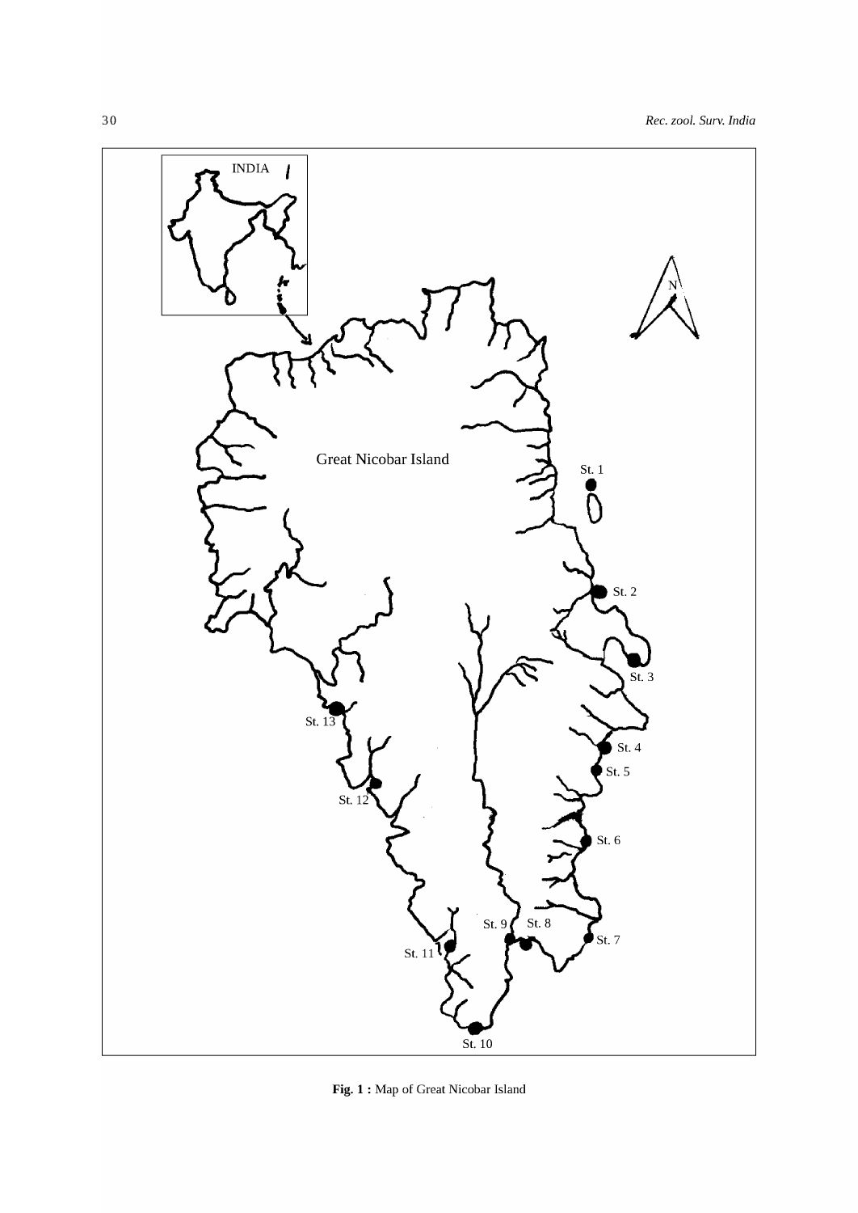**Fig. 1 :** Map of Great Nicobar Island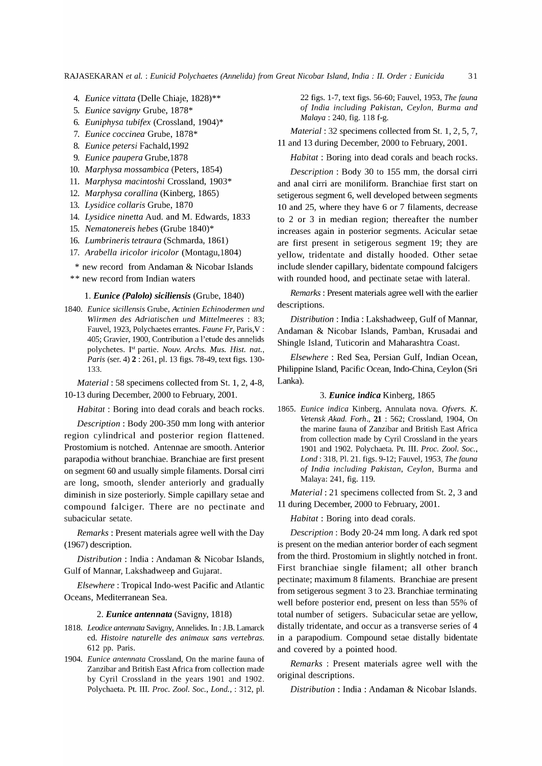4. *Eunice vittata* (Delle Chiaje, 1828)**
5. *Eunice savigny* Grube, 1878*
6. *Euniphysa tubifex* (Crossland, 1904)*
7. *Eunice coccinea* Grube, 1878*
8. *Eunice petersi* Fachald,1992
9. *Eunice paupera* Grube,1878
10. *Marphysa mossambica* (Peters, 1854)
11. *Marphysa macintoshi* Crossland, 1903*
12. *Marphysa corallina* (Kinberg, 1865)
13. *Lysidice collaris* Grube, 1870
14. *Lysidice ninetta* Aud. and M. Edwards, 1833
15. *Nematonereis hebes* (Grube 1840)*
16. *Lumbrineris tetraura* (Schmarda, 1861)
17. *Arabella iricolor iricolor* (Montagu,1804)

\* new record from Andaman & Nicobar Islands
\*\* new record from Indian waters

### 1. *Eunice (Palolo) siciliensis* (Grube, 1840)

1840. *Eunice sicillensis* Grube, *Actinien Echinodermen und Wiirmen des Adriatischen und Mittelmeeres* : 83; Fauvel, 1923, Polychaetes errantes. *Faune Fr*, Paris,V : 405; Gravier, 1900, Contribution a l'etude des annelids polychetes. I[st] partie. *Nouv. Archs. Mus. Hist. nat., Paris* (ser. 4) **2** : 261, pl. 13 figs. 78-49, text figs. 130-133.

*Material* : 58 specimens collected from St. 1, 2, 4-8, 10-13 during December, 2000 to February, 2001.

*Habitat* : Boring into dead corals and beach rocks.

*Description* : Body 200-350 mm long with anterior region cylindrical and posterior region flattened. Prostomium is notched. Antennae are smooth. Anterior parapodia without branchiae. Branchiae are first present on segment 60 and usually simple filaments. Dorsal cirri are long, smooth, slender anteriorly and gradually diminish in size posteriorly. Simple capillary setae and compound falciger. There are no pectinate and subacicular setate.

*Remarks* : Present materials agree well with the Day (1967) description.

*Distribution* : India : Andaman & Nicobar Islands, Gulf of Mannar, Lakshadweep and Gujarat.

*Elsewhere* : Tropical Indo-west Pacific and Atlantic Oceans, Mediterranean Sea.

### 2. *Eunice antennata* (Savigny, 1818)

1818. *Leodice antennata* Savigny, Annelides. In : J.B. Lamarck ed. *Histoire naturelle des animaux sans vertebras.* 612 pp. Paris.

1904. *Eunice antennata* Crossland, On the marine fauna of Zanzibar and British East Africa from collection made by Cyril Crossland in the years 1901 and 1902. Polychaeta. Pt. III. *Proc. Zool. Soc., Lond.,* : 312, pl. 22 figs. 1-7, text figs. 56-60; Fauvel, 1953, *The fauna of India including Pakistan, Ceylon, Burma and Malaya* : 240, fig. 118 f-g.

*Material* : 32 specimens collected from St. 1, 2, 5, 7, 11 and 13 during December, 2000 to February, 2001.

*Habitat* : Boring into dead corals and beach rocks.

*Description* : Body 30 to 155 mm, the dorsal cirri and anal cirri are moniliform. Branchiae first start on setigerous segment 6, well developed between segments 10 and 25, where they have 6 or 7 filaments, decrease to 2 or 3 in median region; thereafter the number increases again in posterior segments. Acicular setae are first present in setigerous segment 19; they are yellow, tridentate and distally hooded. Other setae include slender capillary, bidentate compound falcigers with rounded hood, and pectinate setae with lateral.

*Remarks* : Present materials agree well with the earlier descriptions.

*Distribution* : India : Lakshadweep, Gulf of Mannar, Andaman & Nicobar Islands, Pamban, Krusadai and Shingle Island, Tuticorin and Maharashtra Coast.

*Elsewhere* : Red Sea, Persian Gulf, Indian Ocean, Philippine Island, Pacific Ocean, Indo-China, Ceylon (Sri Lanka).

### 3. *Eunice indica* Kinberg, 1865

1865. *Eunice indica* Kinberg, Annulata nova. *Ofvers. K. Vetensk Akad. Forh*., **21** : 562; Crossland, 1904, On the marine fauna of Zanzibar and British East Africa from collection made by Cyril Crossland in the years 1901 and 1902. Polychaeta. Pt. III. *Proc. Zool. Soc., Lond* : 318, Pl. 21. figs. 9-12; Fauvel, 1953, *The fauna of India including Pakistan, Ceylon*, Burma and Malaya: 241, fig. 119.

*Material* : 21 specimens collected from St. 2, 3 and 11 during December, 2000 to February, 2001.

*Habitat* : Boring into dead corals.

*Description* : Body 20-24 mm long. A dark red spot is present on the median anterior border of each segment from the third. Prostomium in slightly notched in front. First branchiae single filament; all other branch pectinate; maximum 8 filaments. Branchiae are present from setigerous segment 3 to 23. Branchiae terminating well before posterior end, present on less than 55% of total number of setigers. Subacicular setae are yellow, distally tridentate, and occur as a transverse series of 4 in a parapodium. Compound setae distally bidentate and covered by a pointed hood.

*Remarks* : Present materials agree well with the original descriptions.

*Distribution* : India : Andaman & Nicobar Islands.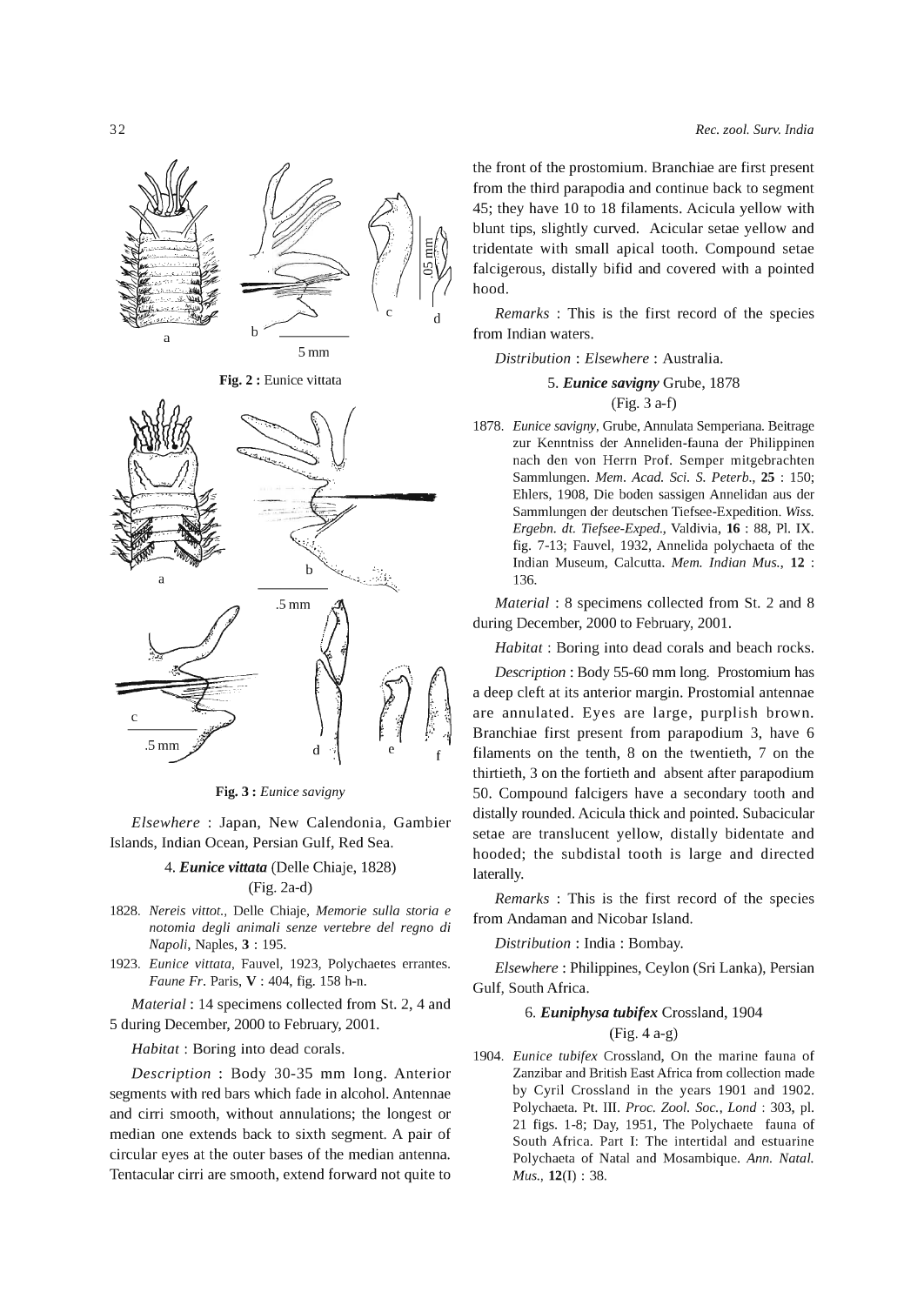**Fig. 2 :** Eunice vittata

**Fig. 3 :** *Eunice savigny*

*Elsewhere* : Japan, New Calendonia, Gambier Islands, Indian Ocean, Persian Gulf, Red Sea.

### 4. ***Eunice vittata*** (Delle Chiaje, 1828)

(Fig. 2a-d)

1828. *Nereis vittot.*, Delle Chiaje, *Memorie sulla storia e notomia degli animali senze vertebre del regno di Napoli*, Naples, **3** : 195.

1923. *Eunice vittata*, Fauvel, 1923, Polychaetes errantes. *Faune Fr*. Paris, **V** : 404, fig. 158 h-n.

*Material* : 14 specimens collected from St. 2, 4 and 5 during December, 2000 to February, 2001.

*Habitat* : Boring into dead corals.

*Description* : Body 30-35 mm long. Anterior segments with red bars which fade in alcohol. Antennae and cirri smooth, without annulations; the longest or median one extends back to sixth segment. A pair of circular eyes at the outer bases of the median antenna. Tentacular cirri are smooth, extend forward not quite to the front of the prostomium. Branchiae are first present from the third parapodia and continue back to segment 45; they have 10 to 18 filaments. Acicula yellow with blunt tips, slightly curved. Acicular setae yellow and tridentate with small apical tooth. Compound setae falcigerous, distally bifid and covered with a pointed hood.

*Remarks* : This is the first record of the species from Indian waters.

*Distribution* : *Elsewhere* : Australia.

### 5. ***Eunice savigny*** Grube, 1878

(Fig. 3 a-f)

1878. *Eunice savigny*, Grube, Annulata Semperiana. Beitrage zur Kenntniss der Anneliden-fauna der Philippinen nach den von Herrn Prof. Semper mitgebrachten Sammlungen. *Mem. Acad. Sci. S. Peterb.*, **25** : 150; Ehlers, 1908, Die boden sassigen Annelidan aus der Sammlungen der deutschen Tiefsee-Expedition. *Wiss. Ergebn. dt. Tiefsee-Exped.*, Valdivia, **16** : 88, Pl. IX. fig. 7-13; Fauvel, 1932, Annelida polychaeta of the Indian Museum, Calcutta. *Mem. Indian Mus.*, **12** : 136.

*Material* : 8 specimens collected from St. 2 and 8 during December, 2000 to February, 2001.

*Habitat* : Boring into dead corals and beach rocks.

*Description* : Body 55-60 mm long. Prostomium has a deep cleft at its anterior margin. Prostomial antennae are annulated. Eyes are large, purplish brown. Branchiae first present from parapodium 3, have 6 filaments on the tenth, 8 on the twentieth, 7 on the thirtieth, 3 on the fortieth and absent after parapodium 50. Compound falcigers have a secondary tooth and distally rounded. Acicula thick and pointed. Subacicular setae are translucent yellow, distally bidentate and hooded; the subdistal tooth is large and directed laterally.

*Remarks* : This is the first record of the species from Andaman and Nicobar Island.

*Distribution* : India : Bombay.

*Elsewhere* : Philippines, Ceylon (Sri Lanka), Persian Gulf, South Africa.

### 6. ***Euniphysa tubifex*** Crossland, 1904

(Fig. 4 a-g)

1904. *Eunice tubifex* Crossland, On the marine fauna of Zanzibar and British East Africa from collection made by Cyril Crossland in the years 1901 and 1902. Polychaeta. Pt. III. *Proc. Zool. Soc., Lond* : 303, pl. 21 figs. 1-8; Day, 1951, The Polychaete fauna of South Africa. Part I: The intertidal and estuarine Polychaeta of Natal and Mosambique. *Ann. Natal. Mus.*, **12**(I) : 38.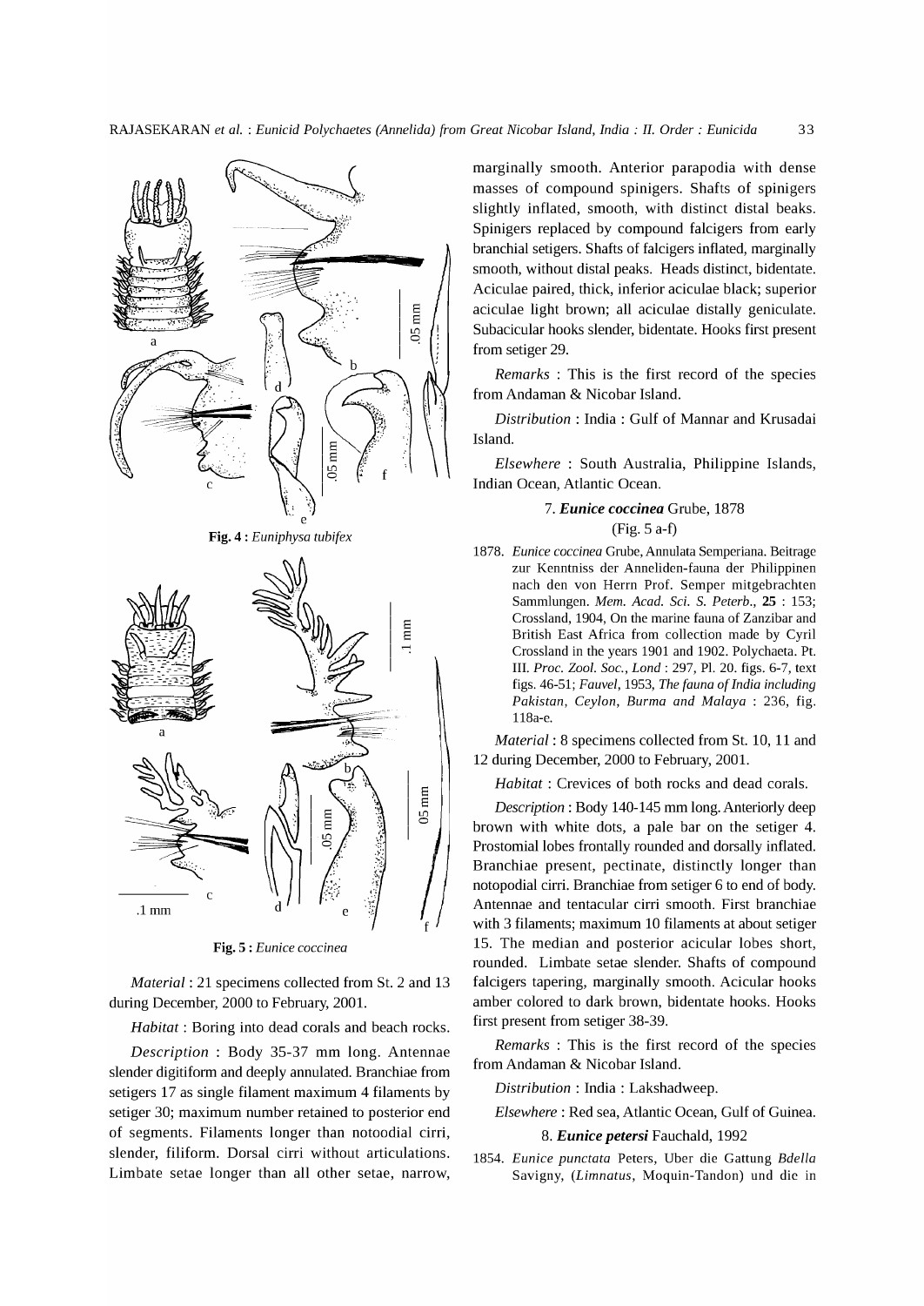**Fig. 4 :** *Euniphysa tubifex*

**Fig. 5 :** *Eunice coccinea*

*Material* : 21 specimens collected from St. 2 and 13 during December, 2000 to February, 2001.

*Habitat* : Boring into dead corals and beach rocks.

*Description* : Body 35-37 mm long. Antennae slender digitiform and deeply annulated. Branchiae from setigers 17 as single filament maximum 4 filaments by setiger 30; maximum number retained to posterior end of segments. Filaments longer than notoodial cirri, slender, filiform. Dorsal cirri without articulations. Limbate setae longer than all other setae, narrow, marginally smooth. Anterior parapodia with dense masses of compound spinigers. Shafts of spinigers slightly inflated, smooth, with distinct distal beaks. Spinigers replaced by compound falcigers from early branchial setigers. Shafts of falcigers inflated, marginally smooth, without distal peaks. Heads distinct, bidentate. Aciculae paired, thick, inferior aciculae black; superior aciculae light brown; all aciculae distally geniculate. Subacicular hooks slender, bidentate. Hooks first present from setiger 29.

*Remarks* : This is the first record of the species from Andaman & Nicobar Island.

*Distribution* : India : Gulf of Mannar and Krusadai Island.

*Elsewhere* : South Australia, Philippine Islands, Indian Ocean, Atlantic Ocean.

### 7. ***Eunice coccinea*** Grube, 1878

(Fig. 5 a-f)

1878. *Eunice coccinea* Grube, Annulata Semperiana. Beitrage zur Kenntniss der Anneliden-fauna der Philippinen nach den von Herrn Prof. Semper mitgebrachten Sammlungen. *Mem. Acad. Sci. S. Peterb.*, **25** : 153; Crossland, 1904, On the marine fauna of Zanzibar and British East Africa from collection made by Cyril Crossland in the years 1901 and 1902. Polychaeta. Pt. III. *Proc. Zool. Soc., Lond* : 297, Pl. 20. figs. 6-7, text figs. 46-51; *Fauvel*, 1953, *The fauna of India including Pakistan, Ceylon, Burma and Malaya* : 236, fig. 118a-e.

*Material* : 8 specimens collected from St. 10, 11 and 12 during December, 2000 to February, 2001.

*Habitat* : Crevices of both rocks and dead corals.

*Description* : Body 140-145 mm long. Anteriorly deep brown with white dots, a pale bar on the setiger 4. Prostomial lobes frontally rounded and dorsally inflated. Branchiae present, pectinate, distinctly longer than notopodial cirri. Branchiae from setiger 6 to end of body. Antennae and tentacular cirri smooth. First branchiae with 3 filaments; maximum 10 filaments at about setiger 15. The median and posterior acicular lobes short, rounded. Limbate setae slender. Shafts of compound falcigers tapering, marginally smooth. Acicular hooks amber colored to dark brown, bidentate hooks. Hooks first present from setiger 38-39.

*Remarks* : This is the first record of the species from Andaman & Nicobar Island.

*Distribution* : India : Lakshadweep.

*Elsewhere* : Red sea, Atlantic Ocean, Gulf of Guinea.

### 8. ***Eunice petersi*** Fauchald, 1992

1854. *Eunice punctata* Peters, Uber die Gattung *Bdella* Savigny, (*Limnatus*, Moquin-Tandon) und die in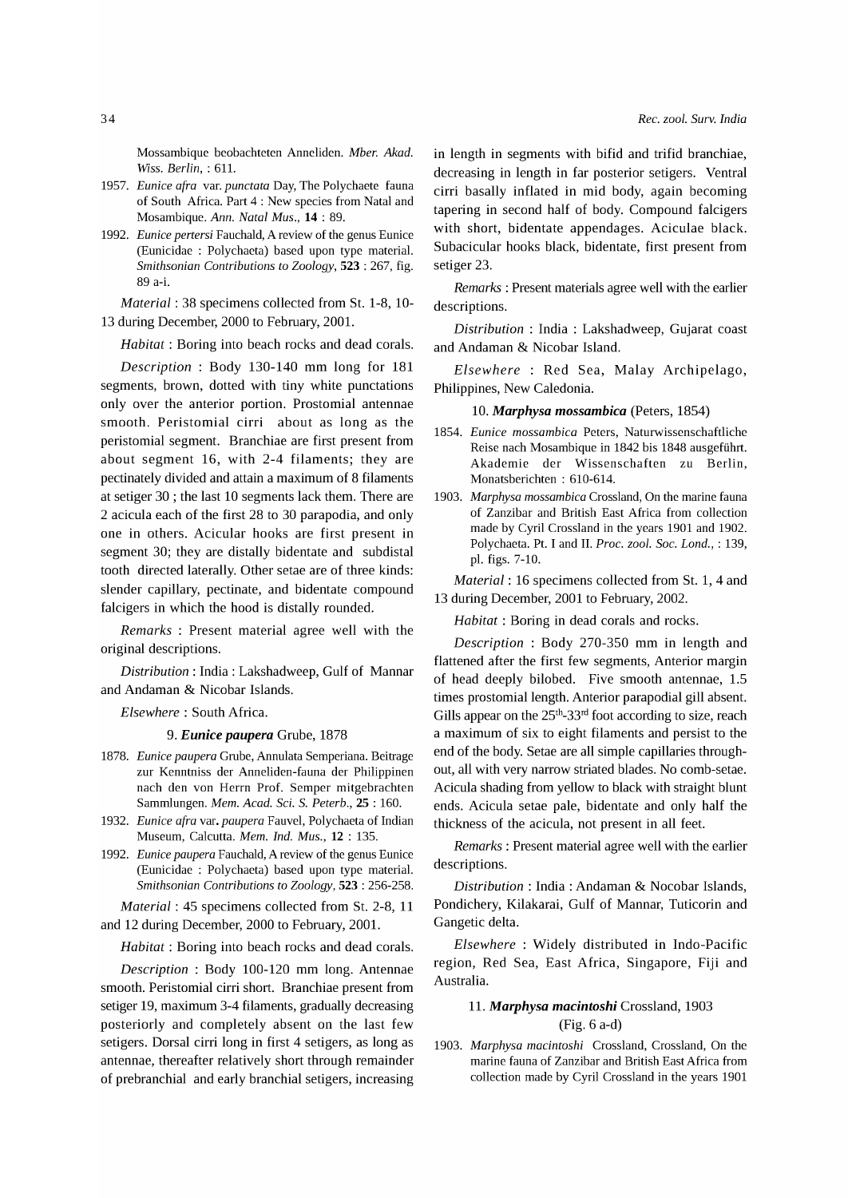Mossambique beobachteten Anneliden. *Mber. Akad. Wiss. Berlin*, : 611.

1957. *Eunice afra* var. *punctata* Day, The Polychaete fauna of South Africa. Part 4 : New species from Natal and Mosambique. *Ann. Natal Mus.*, **14** : 89.

1992. *Eunice pertersi* Fauchald, A review of the genus Eunice (Eunicidae : Polychaeta) based upon type material. *Smithsonian Contributions to Zoology*, **523** : 267, fig. 89 a-i.

*Material* : 38 specimens collected from St. 1-8, 10-13 during December, 2000 to February, 2001.

*Habitat* : Boring into beach rocks and dead corals.

*Description* : Body 130-140 mm long for 181 segments, brown, dotted with tiny white punctations only over the anterior portion. Prostomial antennae smooth. Peristomial cirri about as long as the peristomial segment. Branchiae are first present from about segment 16, with 2-4 filaments; they are pectinately divided and attain a maximum of 8 filaments at setiger 30 ; the last 10 segments lack them. There are 2 acicula each of the first 28 to 30 parapodia, and only one in others. Acicular hooks are first present in segment 30; they are distally bidentate and subdistal tooth directed laterally. Other setae are of three kinds: slender capillary, pectinate, and bidentate compound falcigers in which the hood is distally rounded.

*Remarks* : Present material agree well with the original descriptions.

*Distribution* : India : Lakshadweep, Gulf of Mannar and Andaman & Nicobar Islands.

*Elsewhere* : South Africa.

### 9. ***Eunice paupera*** Grube, 1878

1878. *Eunice paupera* Grube, Annulata Semperiana. Beitrage zur Kenntniss der Anneliden-fauna der Philippinen nach den von Herrn Prof. Semper mitgebrachten Sammlungen. *Mem. Acad. Sci. S. Peterb.*, **25** : 160.

1932. *Eunice afra* var**.** *paupera* Fauvel, Polychaeta of Indian Museum, Calcutta. *Mem. Ind. Mus.*, **12** : 135.

1992. *Eunice paupera* Fauchald, A review of the genus Eunice (Eunicidae : Polychaeta) based upon type material. *Smithsonian Contributions to Zoology*, **523** : 256-258.

*Material* : 45 specimens collected from St. 2-8, 11 and 12 during December, 2000 to February, 2001.

*Habitat* : Boring into beach rocks and dead corals.

*Description* : Body 100-120 mm long. Antennae smooth. Peristomial cirri short. Branchiae present from setiger 19, maximum 3-4 filaments, gradually decreasing posteriorly and completely absent on the last few setigers. Dorsal cirri long in first 4 setigers, as long as antennae, thereafter relatively short through remainder of prebranchial and early branchial setigers, increasing in length in segments with bifid and trifid branchiae, decreasing in length in far posterior setigers. Ventral cirri basally inflated in mid body, again becoming tapering in second half of body. Compound falcigers with short, bidentate appendages. Aciculae black. Subacicular hooks black, bidentate, first present from setiger 23.

*Remarks* : Present materials agree well with the earlier descriptions.

*Distribution* : India : Lakshadweep, Gujarat coast and Andaman & Nicobar Island.

*Elsewhere* : Red Sea, Malay Archipelago, Philippines, New Caledonia.

### 10. ***Marphysa mossambica*** (Peters, 1854)

1854. *Eunice mossambica* Peters, Naturwissenschaftliche Reise nach Mosambique in 1842 bis 1848 ausgeführt. Akademie der Wissenschaften zu Berlin, Monatsberichten : 610-614.

1903. *Marphysa mossambica* Crossland, On the marine fauna of Zanzibar and British East Africa from collection made by Cyril Crossland in the years 1901 and 1902. Polychaeta. Pt. I and II. *Proc. zool. Soc. Lond.*, : 139, pl. figs. 7-10.

*Material* : 16 specimens collected from St. 1, 4 and 13 during December, 2001 to February, 2002.

*Habitat* : Boring in dead corals and rocks.

*Description* : Body 270-350 mm in length and flattened after the first few segments, Anterior margin of head deeply bilobed. Five smooth antennae, 1.5 times prostomial length. Anterior parapodial gill absent. Gills appear on the 25th-33rd foot according to size, reach a maximum of six to eight filaments and persist to the end of the body. Setae are all simple capillaries throughout, all with very narrow striated blades. No comb-setae. Acicula shading from yellow to black with straight blunt ends. Acicula setae pale, bidentate and only half the thickness of the acicula, not present in all feet.

*Remarks* : Present material agree well with the earlier descriptions.

*Distribution* : India : Andaman & Nocobar Islands, Pondichery, Kilakarai, Gulf of Mannar, Tuticorin and Gangetic delta.

*Elsewhere* : Widely distributed in Indo-Pacific region, Red Sea, East Africa, Singapore, Fiji and Australia.

### 11. ***Marphysa macintoshi*** Crossland, 1903
(Fig. 6 a-d)

1903. *Marphysa macintoshi* Crossland, Crossland, On the marine fauna of Zanzibar and British East Africa from collection made by Cyril Crossland in the years 1901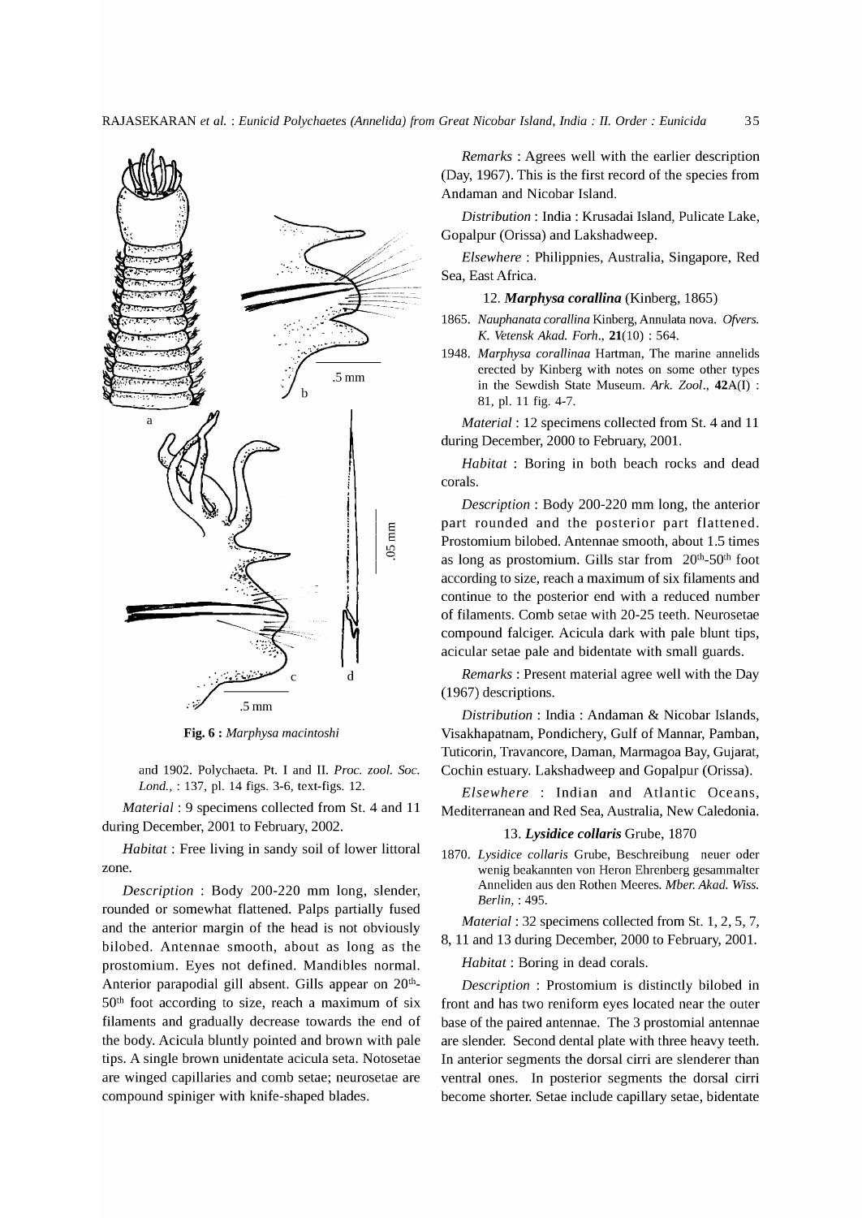Fig. 6 : *Marphysa macintoshi*

and 1902. Polychaeta. Pt. I and II. *Proc. zool. Soc. Lond.*, : 137, pl. 14 figs. 3-6, text-figs. 12.

*Material* : 9 specimens collected from St. 4 and 11 during December, 2001 to February, 2002.

*Habitat* : Free living in sandy soil of lower littoral zone.

*Description* : Body 200-220 mm long, slender, rounded or somewhat flattened. Palps partially fused and the anterior margin of the head is not obviously bilobed. Antennae smooth, about as long as the prostomium. Eyes not defined. Mandibles normal. Anterior parapodial gill absent. Gills appear on 20th-50th foot according to size, reach a maximum of six filaments and gradually decrease towards the end of the body. Acicula bluntly pointed and brown with pale tips. A single brown unidentate acicula seta. Notosetae are winged capillaries and comb setae; neurosetae are compound spiniger with knife-shaped blades.

*Remarks* : Agrees well with the earlier description (Day, 1967). This is the first record of the species from Andaman and Nicobar Island.

*Distribution* : India : Krusadai Island, Pulicate Lake, Gopalpur (Orissa) and Lakshadweep.

*Elsewhere* : Philippnies, Australia, Singapore, Red Sea, East Africa.

### 12. ***Marphysa corallina*** (Kinberg, 1865)

1865. *Nauphanata corallina* Kinberg, Annulata nova. *Ofvers. K. Vetensk Akad. Forh.*, **21**(10) : 564.

1948. *Marphysa corallinaa* Hartman, The marine annelids erected by Kinberg with notes on some other types in the Sewdish State Museum. *Ark. Zool.*, **42**A(I) : 81, pl. 11 fig. 4-7.

*Material* : 12 specimens collected from St. 4 and 11 during December, 2000 to February, 2001.

*Habitat* : Boring in both beach rocks and dead corals.

*Description* : Body 200-220 mm long, the anterior part rounded and the posterior part flattened. Prostomium bilobed. Antennae smooth, about 1.5 times as long as prostomium. Gills star from 20th-50th foot according to size, reach a maximum of six filaments and continue to the posterior end with a reduced number of filaments. Comb setae with 20-25 teeth. Neurosetae compound falciger. Acicula dark with pale blunt tips, acicular setae pale and bidentate with small guards.

*Remarks* : Present material agree well with the Day (1967) descriptions.

*Distribution* : India : Andaman & Nicobar Islands, Visakhapatnam, Pondichery, Gulf of Mannar, Pamban, Tuticorin, Travancore, Daman, Marmagoa Bay, Gujarat, Cochin estuary. Lakshadweep and Gopalpur (Orissa).

*Elsewhere* : Indian and Atlantic Oceans, Mediterranean and Red Sea, Australia, New Caledonia.

### 13. ***Lysidice collaris*** Grube, 1870

1870. *Lysidice collaris* Grube, Beschreibung neuer oder wenig beakannten von Heron Ehrenberg gesammalter Anneliden aus den Rothen Meeres. *Mber. Akad. Wiss. Berlin*, : 495.

*Material* : 32 specimens collected from St. 1, 2, 5, 7, 8, 11 and 13 during December, 2000 to February, 2001.

*Habitat* : Boring in dead corals.

*Description* : Prostomium is distinctly bilobed in front and has two reniform eyes located near the outer base of the paired antennae. The 3 prostomial antennae are slender. Second dental plate with three heavy teeth. In anterior segments the dorsal cirri are slenderer than ventral ones. In posterior segments the dorsal cirri become shorter. Setae include capillary setae, bidentate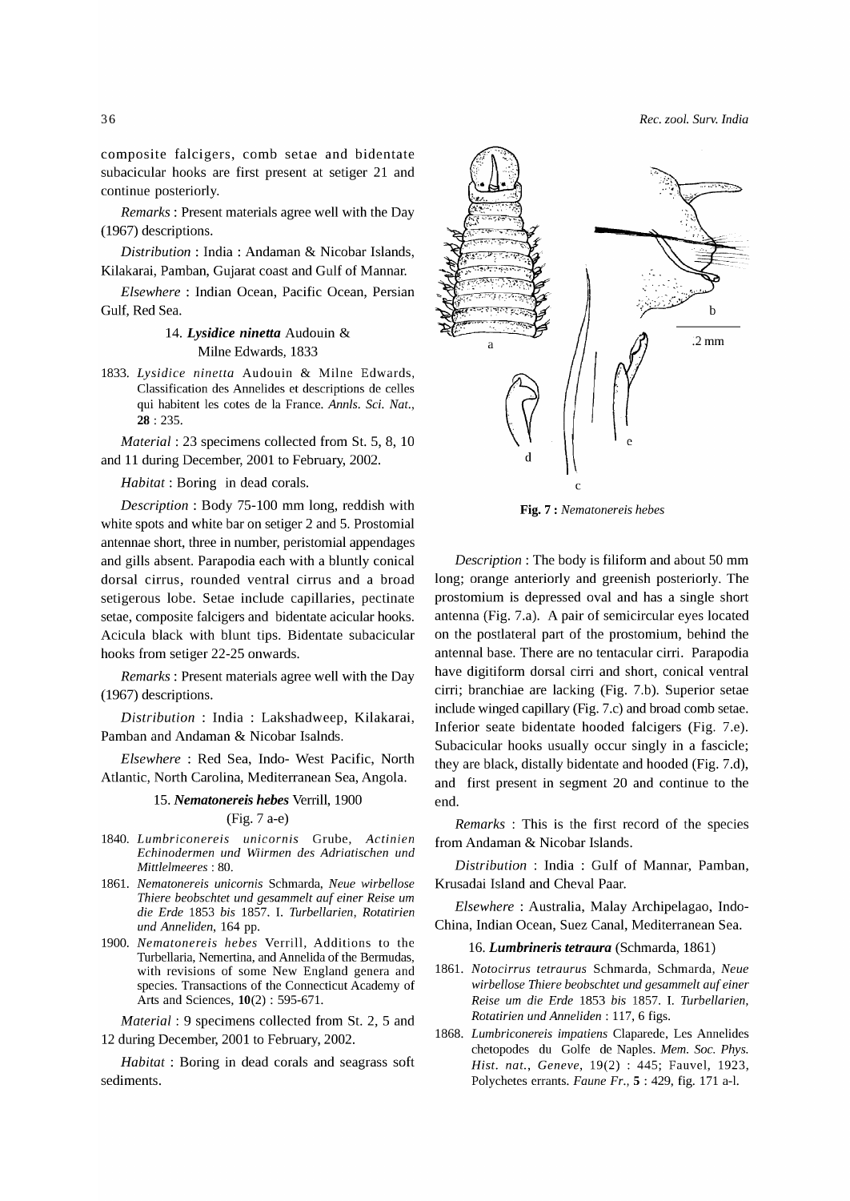composite falcigers, comb setae and bidentate subacicular hooks are first present at setiger 21 and continue posteriorly.

*Remarks* : Present materials agree well with the Day (1967) descriptions.

*Distribution* : India : Andaman & Nicobar Islands, Kilakarai, Pamban, Gujarat coast and Gulf of Mannar.

*Elsewhere* : Indian Ocean, Pacific Ocean, Persian Gulf, Red Sea.

### 14. *Lysidice ninetta* Audouin & Milne Edwards, 1833

1833. *Lysidice ninetta* Audouin & Milne Edwards, Classification des Annelides et descriptions de celles qui habitent les cotes de la France. *Annls. Sci. Nat.*, **28** : 235.

*Material* : 23 specimens collected from St. 5, 8, 10 and 11 during December, 2001 to February, 2002.

*Habitat* : Boring in dead corals.

*Description* : Body 75-100 mm long, reddish with white spots and white bar on setiger 2 and 5. Prostomial antennae short, three in number, peristomial appendages and gills absent. Parapodia each with a bluntly conical dorsal cirrus, rounded ventral cirrus and a broad setigerous lobe. Setae include capillaries, pectinate setae, composite falcigers and bidentate acicular hooks. Acicula black with blunt tips. Bidentate subacicular hooks from setiger 22-25 onwards.

*Remarks* : Present materials agree well with the Day (1967) descriptions.

*Distribution* : India : Lakshadweep, Kilakarai, Pamban and Andaman & Nicobar Isalnds.

*Elsewhere* : Red Sea, Indo- West Pacific, North Atlantic, North Carolina, Mediterranean Sea, Angola.

### 15. *Nematonereis hebes* Verrill, 1900

(Fig. 7 a-e)

1840. *Lumbriconereis unicornis* Grube, *Actinien Echinodermen und Wiirmen des Adriatischen und Mittlelmeeres* : 80.

1861. *Nematonereis unicornis* Schmarda, *Neue wirbellose Thiere beobschtet und gesammelt auf einer Reise um die Erde* 1853 *bis* 1857. I. *Turbellarien, Rotatirien und Anneliden*, 164 pp.

1900. *Nematonereis hebes* Verrill, Additions to the Turbellaria, Nemertina, and Annelida of the Bermudas, with revisions of some New England genera and species. Transactions of the Connecticut Academy of Arts and Sciences, **10**(2) : 595-671.

*Material* : 9 specimens collected from St. 2, 5 and 12 during December, 2001 to February, 2002.

*Habitat* : Boring in dead corals and seagrass soft sediments.

**Fig. 7 :** *Nematonereis hebes*

*Description* : The body is filiform and about 50 mm long; orange anteriorly and greenish posteriorly. The prostomium is depressed oval and has a single short antenna (Fig. 7.a). A pair of semicircular eyes located on the postlateral part of the prostomium, behind the antennal base. There are no tentacular cirri. Parapodia have digitiform dorsal cirri and short, conical ventral cirri; branchiae are lacking (Fig. 7.b). Superior setae include winged capillary (Fig. 7.c) and broad comb setae. Inferior seate bidentate hooded falcigers (Fig. 7.e). Subacicular hooks usually occur singly in a fascicle; they are black, distally bidentate and hooded (Fig. 7.d), and first present in segment 20 and continue to the end.

*Remarks* : This is the first record of the species from Andaman & Nicobar Islands.

*Distribution* : India : Gulf of Mannar, Pamban, Krusadai Island and Cheval Paar.

*Elsewhere* : Australia, Malay Archipelagao, Indo-China, Indian Ocean, Suez Canal, Mediterranean Sea.

### 16. *Lumbrineris tetraura* (Schmarda, 1861)

1861. *Notocirrus tetraurus* Schmarda, Schmarda, *Neue wirbellose Thiere beobschtet und gesammelt auf einer Reise um die Erde* 1853 *bis* 1857. I. *Turbellarien, Rotatirien und Anneliden* : 117, 6 figs.

1868. *Lumbriconereis impatiens* Claparede, Les Annelides chetopodes du Golfe de Naples. *Mem. Soc. Phys. Hist. nat., Geneve*, 19(2) : 445; Fauvel, 1923, Polychetes errants. *Faune Fr.*, **5** : 429, fig. 171 a-l.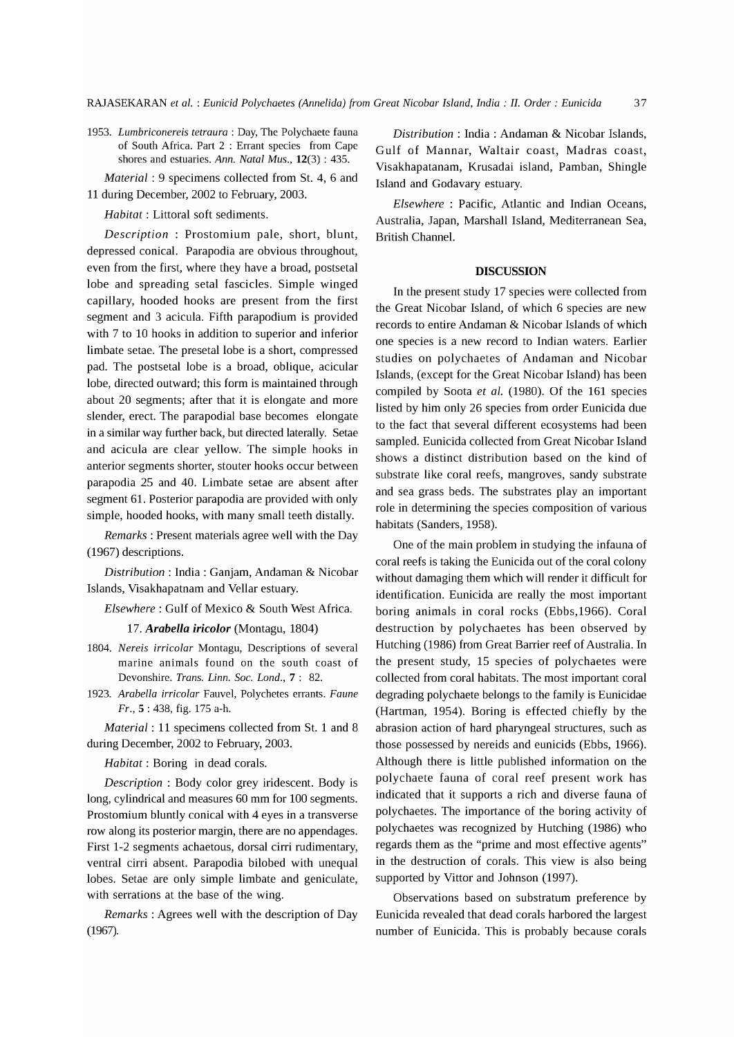1953. *Lumbriconereis tetraura* : Day, The Polychaete fauna of South Africa. Part 2 : Errant species from Cape shores and estuaries. *Ann. Natal Mus.*, **12**(3) : 435.

*Material* : 9 specimens collected from St. 4, 6 and 11 during December, 2002 to February, 2003.

*Habitat* : Littoral soft sediments.

*Description* : Prostomium pale, short, blunt, depressed conical. Parapodia are obvious throughout, even from the first, where they have a broad, postsetal lobe and spreading setal fascicles. Simple winged capillary, hooded hooks are present from the first segment and 3 acicula. Fifth parapodium is provided with 7 to 10 hooks in addition to superior and inferior limbate setae. The presetal lobe is a short, compressed pad. The postsetal lobe is a broad, oblique, acicular lobe, directed outward; this form is maintained through about 20 segments; after that it is elongate and more slender, erect. The parapodial base becomes elongate in a similar way further back, but directed laterally. Setae and acicula are clear yellow. The simple hooks in anterior segments shorter, stouter hooks occur between parapodia 25 and 40. Limbate setae are absent after segment 61. Posterior parapodia are provided with only simple, hooded hooks, with many small teeth distally.

*Remarks* : Present materials agree well with the Day (1967) descriptions.

*Distribution* : India : Ganjam, Andaman & Nicobar Islands, Visakhapatnam and Vellar estuary.

*Elsewhere* : Gulf of Mexico & South West Africa.

### 17. ***Arabella iricolor*** (Montagu, 1804)

1804. *Nereis irricolar* Montagu, Descriptions of several marine animals found on the south coast of Devonshire. *Trans. Linn. Soc. Lond*., **7** : 82.

1923. *Arabella irricolar* Fauvel, Polychetes errants. *Faune Fr*., **5** : 438, fig. 175 a-h.

*Material* : 11 specimens collected from St. 1 and 8 during December, 2002 to February, 2003.

*Habitat* : Boring in dead corals.

*Description* : Body color grey iridescent. Body is long, cylindrical and measures 60 mm for 100 segments. Prostomium bluntly conical with 4 eyes in a transverse row along its posterior margin, there are no appendages. First 1-2 segments achaetous, dorsal cirri rudimentary, ventral cirri absent. Parapodia bilobed with unequal lobes. Setae are only simple limbate and geniculate, with serrations at the base of the wing.

*Remarks* : Agrees well with the description of Day (1967).

*Distribution* : India : Andaman & Nicobar Islands, Gulf of Mannar, Waltair coast, Madras coast, Visakhapatanam, Krusadai island, Pamban, Shingle Island and Godavary estuary.

*Elsewhere* : Pacific, Atlantic and Indian Oceans, Australia, Japan, Marshall Island, Mediterranean Sea, British Channel.

## DISCUSSION

In the present study 17 species were collected from the Great Nicobar Island, of which 6 species are new records to entire Andaman & Nicobar Islands of which one species is a new record to Indian waters. Earlier studies on polychaetes of Andaman and Nicobar Islands, (except for the Great Nicobar Island) has been compiled by Soota *et al.* (1980). Of the 161 species listed by him only 26 species from order Eunicida due to the fact that several different ecosystems had been sampled. Eunicida collected from Great Nicobar Island shows a distinct distribution based on the kind of substrate like coral reefs, mangroves, sandy substrate and sea grass beds. The substrates play an important role in determining the species composition of various habitats (Sanders, 1958).

One of the main problem in studying the infauna of coral reefs is taking the Eunicida out of the coral colony without damaging them which will render it difficult for identification. Eunicida are really the most important boring animals in coral rocks (Ebbs,1966). Coral destruction by polychaetes has been observed by Hutching (1986) from Great Barrier reef of Australia. In the present study, 15 species of polychaetes were collected from coral habitats. The most important coral degrading polychaete belongs to the family is Eunicidae (Hartman, 1954). Boring is effected chiefly by the abrasion action of hard pharyngeal structures, such as those possessed by nereids and eunicids (Ebbs, 1966). Although there is little published information on the polychaete fauna of coral reef present work has indicated that it supports a rich and diverse fauna of polychaetes. The importance of the boring activity of polychaetes was recognized by Hutching (1986) who regards them as the "prime and most effective agents" in the destruction of corals. This view is also being supported by Vittor and Johnson (1997).

Observations based on substratum preference by Eunicida revealed that dead corals harbored the largest number of Eunicida. This is probably because corals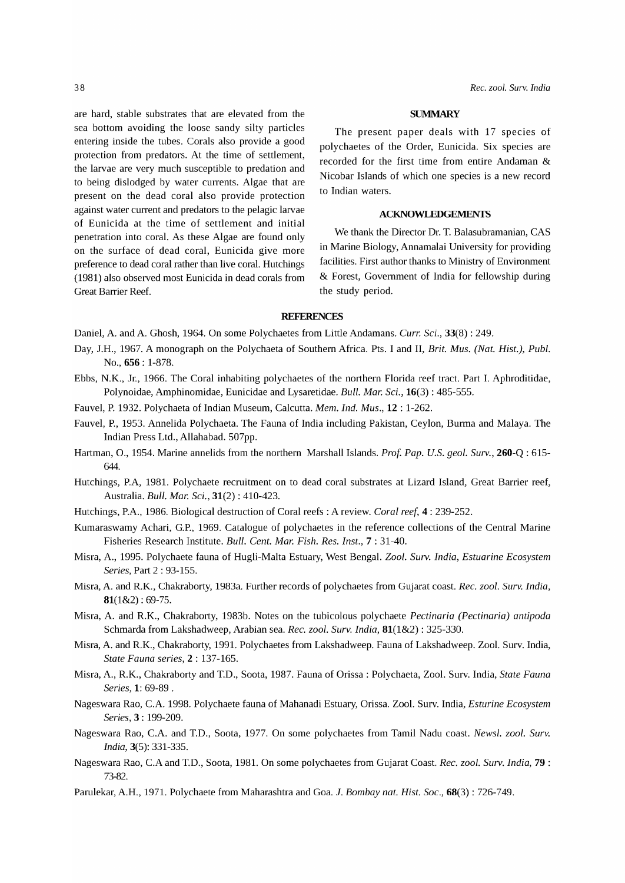are hard, stable substrates that are elevated from the sea bottom avoiding the loose sandy silty particles entering inside the tubes. Corals also provide a good protection from predators. At the time of settlement, the larvae are very much susceptible to predation and to being dislodged by water currents. Algae that are present on the dead coral also provide protection against water current and predators to the pelagic larvae of Eunicida at the time of settlement and initial penetration into coral. As these Algae are found only on the surface of dead coral, Eunicida give more preference to dead coral rather than live coral. Hutchings (1981) also observed most Eunicida in dead corals from Great Barrier Reef.

## SUMMARY

The present paper deals with 17 species of polychaetes of the Order, Eunicida. Six species are recorded for the first time from entire Andaman & Nicobar Islands of which one species is a new record to Indian waters.

## ACKNOWLEDGEMENTS

We thank the Director Dr. T. Balasubramanian, CAS in Marine Biology, Annamalai University for providing facilities. First author thanks to Ministry of Environment & Forest, Government of India for fellowship during the study period.

## REFERENCES

Daniel, A. and A. Ghosh, 1964. On some Polychaetes from Little Andamans. *Curr. Sci*., **33**(8) : 249.

Day, J.H., 1967. A monograph on the Polychaeta of Southern Africa. Pts. I and II, *Brit. Mus. (Nat. Hist.), Publ.* No., **656** : 1-878.

Ebbs, N.K., Jr., 1966. The Coral inhabiting polychaetes of the northern Florida reef tract. Part I. Aphroditidae, Polynoidae, Amphinomidae, Eunicidae and Lysaretidae. *Bull. Mar. Sci.*, **16**(3) : 485-555.

Fauvel, P. 1932. Polychaeta of Indian Museum, Calcutta. *Mem. Ind. Mus*., **12** : 1-262.

Fauvel, P., 1953. Annelida Polychaeta. The Fauna of India including Pakistan, Ceylon, Burma and Malaya. The Indian Press Ltd., Allahabad. 507pp.

Hartman, O., 1954. Marine annelids from the northern Marshall Islands. *Prof. Pap. U.S. geol. Surv.*, **260**-Q : 615-644.

Hutchings, P.A, 1981. Polychaete recruitment on to dead coral substrates at Lizard Island, Great Barrier reef, Australia. *Bull. Mar. Sci.*, **31**(2) : 410-423.

Hutchings, P.A., 1986. Biological destruction of Coral reefs : A review. *Coral reef*, **4** : 239-252.

Kumaraswamy Achari, G.P., 1969. Catalogue of polychaetes in the reference collections of the Central Marine Fisheries Research Institute. *Bull. Cent. Mar. Fish. Res. Inst*., **7** : 31-40.

Misra, A., 1995. Polychaete fauna of Hugli-Malta Estuary, West Bengal. *Zool. Surv. India*, *Estuarine Ecosystem Series*, Part 2 : 93-155.

Misra, A. and R.K., Chakraborty, 1983a. Further records of polychaetes from Gujarat coast. *Rec. zool. Surv. India*, **81**(1&2) : 69-75.

Misra, A. and R.K., Chakraborty, 1983b. Notes on the tubicolous polychaete *Pectinaria (Pectinaria) antipoda* Schmarda from Lakshadweep, Arabian sea. *Rec. zool. Surv. India*, **81**(1&2) : 325-330.

Misra, A. and R.K., Chakraborty, 1991. Polychaetes from Lakshadweep. Fauna of Lakshadweep. Zool. Surv. India, *State Fauna series*, **2** : 137-165.

Misra, A., R.K., Chakraborty and T.D., Soota, 1987. Fauna of Orissa : Polychaeta, Zool. Surv. India, *State Fauna Series*, **1**: 69-89 .

Nageswara Rao, C.A. 1998. Polychaete fauna of Mahanadi Estuary, Orissa. Zool. Surv. India, *Esturine Ecosystem Series*, **3** : 199-209.

Nageswara Rao, C.A. and T.D., Soota, 1977. On some polychaetes from Tamil Nadu coast. *Newsl. zool. Surv. India*, **3**(5): 331-335.

Nageswara Rao, C.A and T.D., Soota, 1981. On some polychaetes from Gujarat Coast. *Rec. zool. Surv. India*, **79** : 73-82.

Parulekar, A.H., 1971. Polychaete from Maharashtra and Goa. *J. Bombay nat. Hist. Soc*., **68**(3) : 726-749.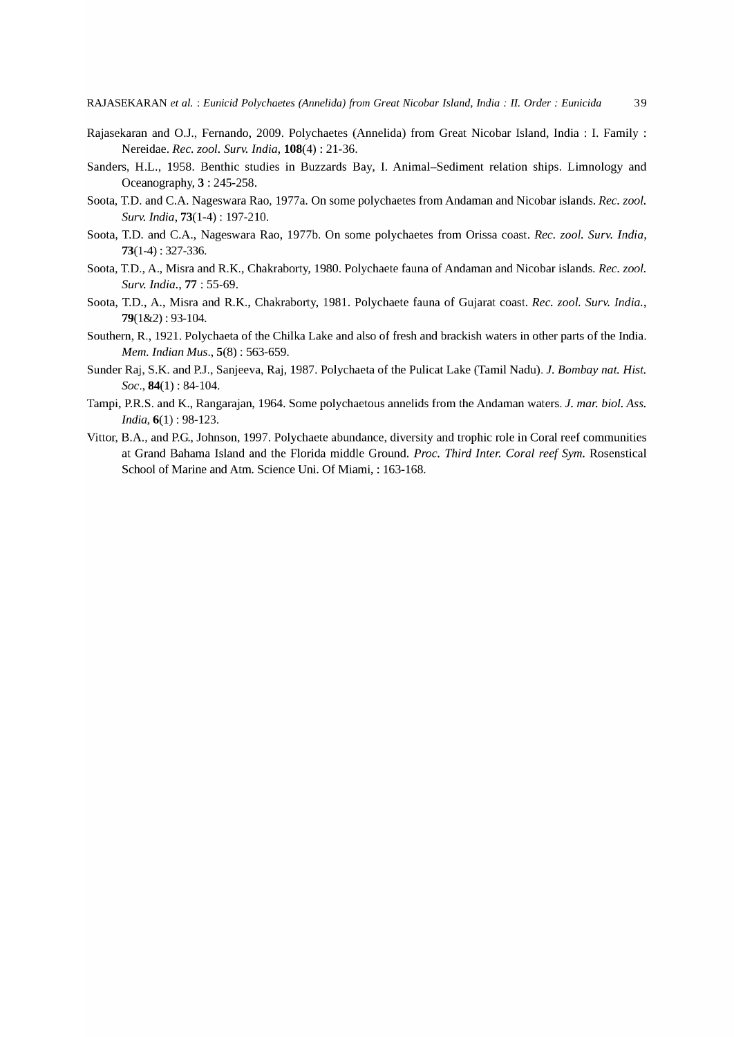Rajasekaran and O.J., Fernando, 2009. Polychaetes (Annelida) from Great Nicobar Island, India : I. Family : Nereidae. *Rec. zool. Surv. India*, **108**(4) : 21-36.

Sanders, H.L., 1958. Benthic studies in Buzzards Bay, I. Animal–Sediment relation ships. Limnology and Oceanography, **3** : 245-258.

Soota, T.D. and C.A. Nageswara Rao, 1977a. On some polychaetes from Andaman and Nicobar islands. *Rec. zool. Surv. India*, **73**(1-4) : 197-210.

Soota, T.D. and C.A., Nageswara Rao, 1977b. On some polychaetes from Orissa coast. *Rec. zool. Surv. India*, **73**(1-4) : 327-336.

Soota, T.D., A., Misra and R.K., Chakraborty, 1980. Polychaete fauna of Andaman and Nicobar islands. *Rec. zool. Surv. India.*, **77** : 55-69.

Soota, T.D., A., Misra and R.K., Chakraborty, 1981. Polychaete fauna of Gujarat coast. *Rec. zool. Surv. India.*, **79**(1&2) : 93-104.

Southern, R., 1921. Polychaeta of the Chilka Lake and also of fresh and brackish waters in other parts of the India. *Mem. Indian Mus.*, **5**(8) : 563-659.

Sunder Raj, S.K. and P.J., Sanjeeva, Raj, 1987. Polychaeta of the Pulicat Lake (Tamil Nadu). *J. Bombay nat. Hist. Soc.*, **84**(1) : 84-104.

Tampi, P.R.S. and K., Rangarajan, 1964. Some polychaetous annelids from the Andaman waters. *J. mar. biol. Ass. India*, **6**(1) : 98-123.

Vittor, B.A., and P.G., Johnson, 1997. Polychaete abundance, diversity and trophic role in Coral reef communities at Grand Bahama Island and the Florida middle Ground. *Proc. Third Inter. Coral reef Sym.* Rosenstical School of Marine and Atm. Science Uni. Of Miami, : 163-168.